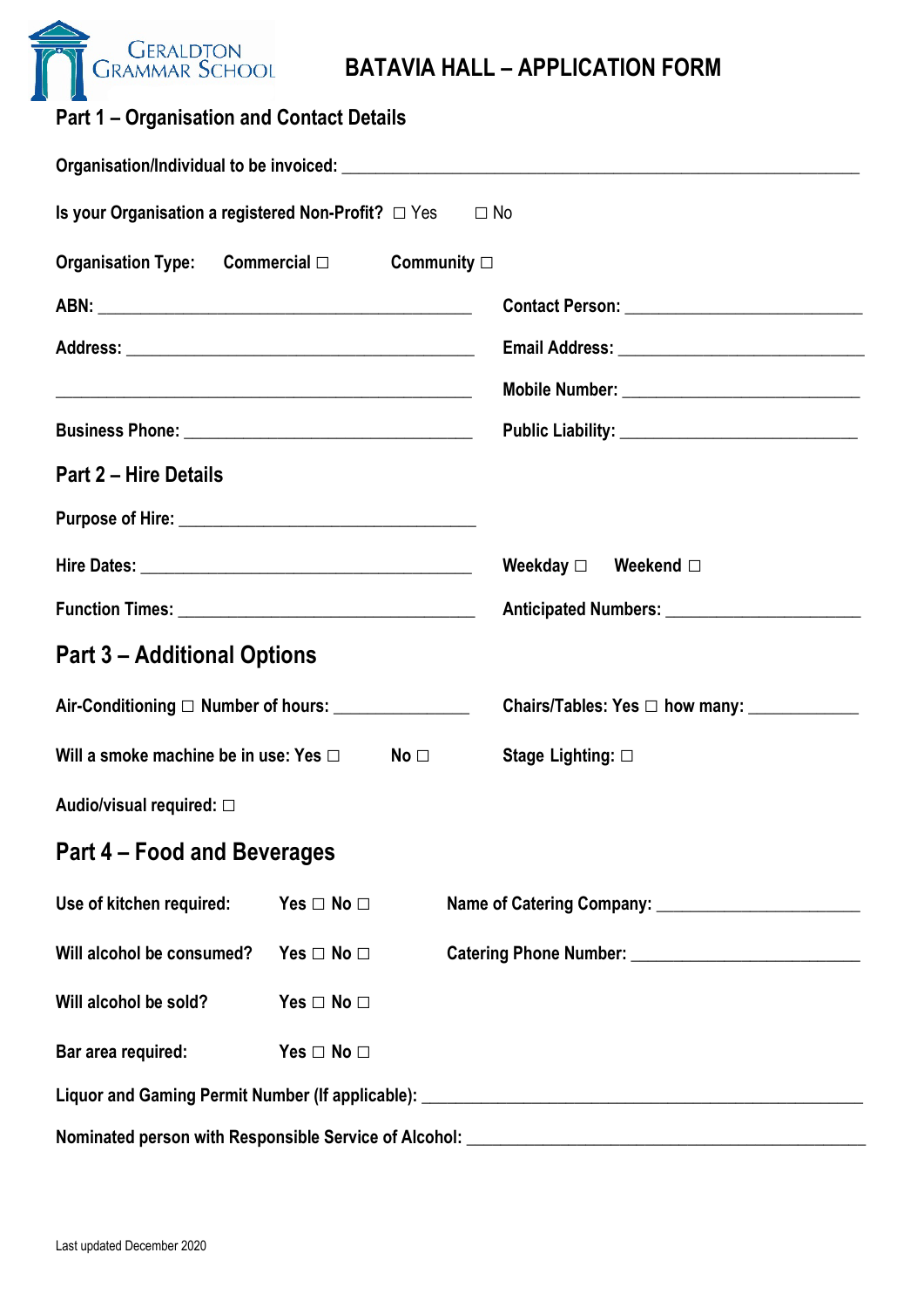GERALDTON GRAMMAR SCHOOL

# BATAVIA HALL – APPLICATION FORM

## Part 1 – Organisation and Contact Details

**Organisation/Individual to be invoiced:** ______________________________________________

**Is your Organisation a registered Non-Profit?** ☐ Yes ☐ No

**Organisation Type:** **Commercial** ☐ **Community** ☐

**ABN:** ______________________________________

**Address:** ______________________________________

______________________________________

**Business Phone:** ______________________________

**Contact Person:** ________________________

**Email Address:** ________________________

**Mobile Number:** ________________________

**Public Liability:** ________________________

## Part 2 – Hire Details

**Purpose of Hire:** ______________________________

**Hire Dates:** ______________________________________

**Weekday** ☐ **Weekend** ☐

**Function Times:** ______________________________

**Anticipated Numbers:** ____________________

## Part 3 – Additional Options

**Air-Conditioning** ☐ **Number of hours:** ______________

**Chairs/Tables: Yes** ☐ **how many:** ____________

**Will a smoke machine be in use: Yes** ☐ **No** ☐

**Stage Lighting:** ☐

**Audio/visual required:** ☐

## Part 4 – Food and Beverages

**Use of kitchen required:** **Yes** ☐ **No** ☐

**Will alcohol be consumed?** **Yes** ☐ **No** ☐

**Will alcohol be sold?** **Yes** ☐ **No** ☐

**Bar area required:** **Yes** ☐ **No** ☐

**Name of Catering Company:** ____________________

**Catering Phone Number:** ______________________

**Liquor and Gaming Permit Number (If applicable):** ______________________________________

**Nominated person with Responsible Service of Alcohol:** __________________________________

Last updated December 2020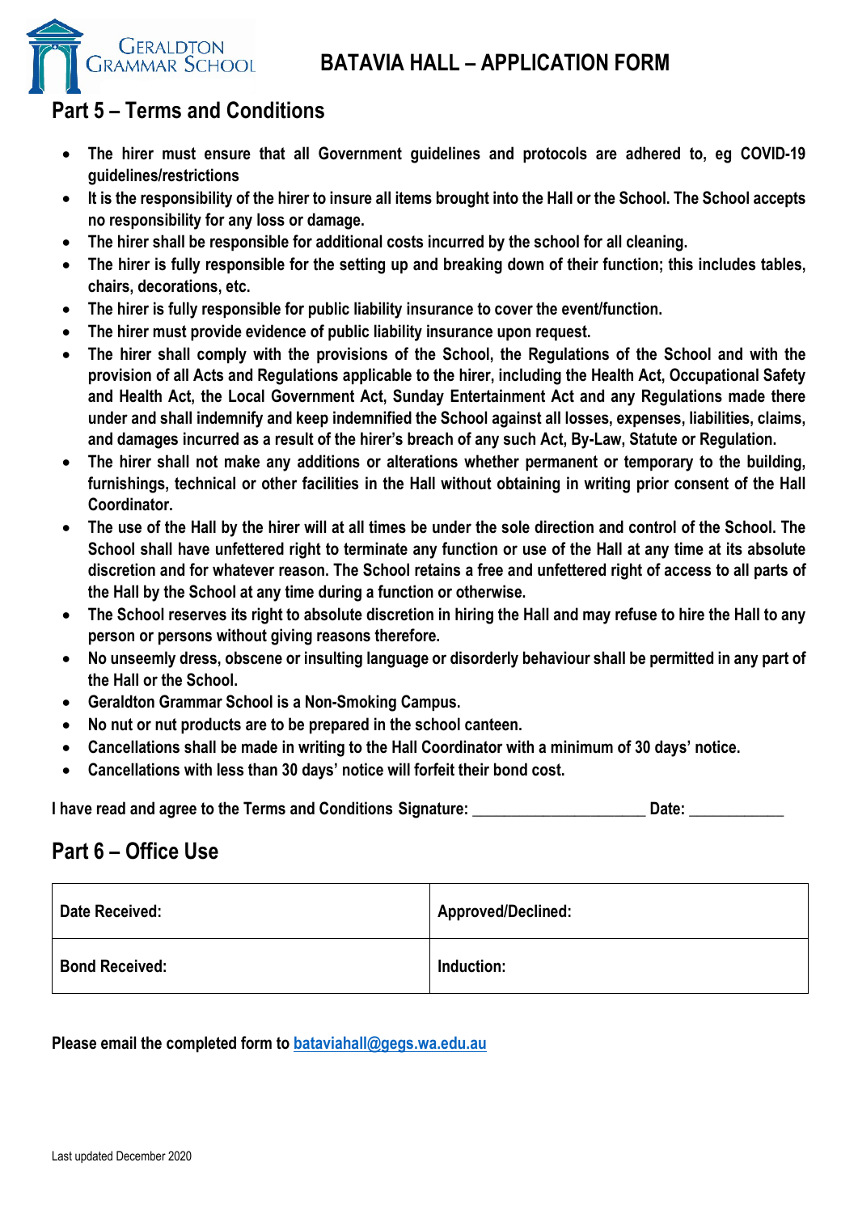# BATAVIA HALL – APPLICATION FORM

## Part 5 – Terms and Conditions

- **The hirer must ensure that all Government guidelines and protocols are adhered to, eg COVID-19 guidelines/restrictions**
- **It is the responsibility of the hirer to insure all items brought into the Hall or the School. The School accepts no responsibility for any loss or damage.**
- **The hirer shall be responsible for additional costs incurred by the school for all cleaning.**
- **The hirer is fully responsible for the setting up and breaking down of their function; this includes tables, chairs, decorations, etc.**
- **The hirer is fully responsible for public liability insurance to cover the event/function.**
- **The hirer must provide evidence of public liability insurance upon request.**
- **The hirer shall comply with the provisions of the School, the Regulations of the School and with the provision of all Acts and Regulations applicable to the hirer, including the Health Act, Occupational Safety and Health Act, the Local Government Act, Sunday Entertainment Act and any Regulations made there under and shall indemnify and keep indemnified the School against all losses, expenses, liabilities, claims, and damages incurred as a result of the hirer's breach of any such Act, By-Law, Statute or Regulation.**
- **The hirer shall not make any additions or alterations whether permanent or temporary to the building, furnishings, technical or other facilities in the Hall without obtaining in writing prior consent of the Hall Coordinator.**
- **The use of the Hall by the hirer will at all times be under the sole direction and control of the School. The School shall have unfettered right to terminate any function or use of the Hall at any time at its absolute discretion and for whatever reason. The School retains a free and unfettered right of access to all parts of the Hall by the School at any time during a function or otherwise.**
- **The School reserves its right to absolute discretion in hiring the Hall and may refuse to hire the Hall to any person or persons without giving reasons therefore.**
- **No unseemly dress, obscene or insulting language or disorderly behaviour shall be permitted in any part of the Hall or the School.**
- **Geraldton Grammar School is a Non-Smoking Campus.**
- **No nut or nut products are to be prepared in the school canteen.**
- **Cancellations shall be made in writing to the Hall Coordinator with a minimum of 30 days' notice.**
- **Cancellations with less than 30 days' notice will forfeit their bond cost.**

**I have read and agree to the Terms and Conditions Signature: ____________________ Date: ___________**

## Part 6 – Office Use

| | |
|---|---|
| **Date Received:** | **Approved/Declined:** |
| **Bond Received:** | **Induction:** |

**Please email the completed form to [bataviahall@gegs.wa.edu.au](mailto:bataviahall@gegs.wa.edu.au)**

Last updated December 2020